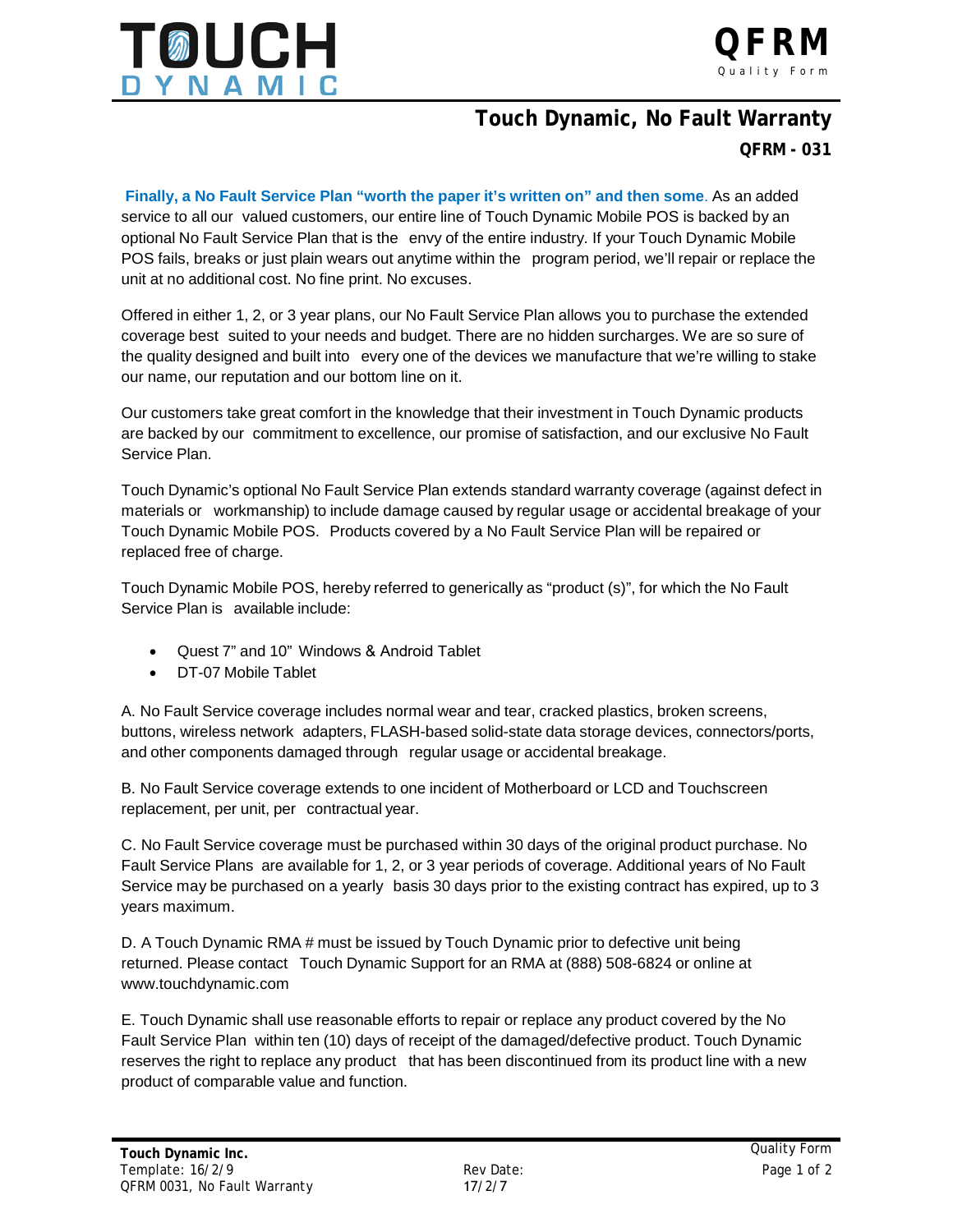# Touch Dynamic, No Fault Warranty

**QFRM - 031**

**Finally, a No Fault Service Plan "worth the paper it's written on" and then some**. As an added service to all our valued customers, our entire line of Touch Dynamic Mobile POS is backed by an optional No Fault Service Plan that is the envy of the entire industry. If your Touch Dynamic Mobile POS fails, breaks or just plain wears out anytime within the program period, we'll repair or replace the unit at no additional cost. No fine print. No excuses.

Offered in either 1, 2, or 3 year plans, our No Fault Service Plan allows you to purchase the extended coverage best suited to your needs and budget. There are no hidden surcharges. We are so sure of the quality designed and built into every one of the devices we manufacture that we're willing to stake our name, our reputation and our bottom line on it.

Our customers take great comfort in the knowledge that their investment in Touch Dynamic products are backed by our commitment to excellence, our promise of satisfaction, and our exclusive No Fault Service Plan.

Touch Dynamic's optional No Fault Service Plan extends standard warranty coverage (against defect in materials or workmanship) to include damage caused by regular usage or accidental breakage of your Touch Dynamic Mobile POS. Products covered by a No Fault Service Plan will be repaired or replaced free of charge.

Touch Dynamic Mobile POS, hereby referred to generically as "product (s)", for which the No Fault Service Plan is available include:

- Quest 7" and 10" Windows & Android Tablet
- DT-07 Mobile Tablet

A. No Fault Service coverage includes normal wear and tear, cracked plastics, broken screens, buttons, wireless network adapters, FLASH-based solid-state data storage devices, connectors/ports, and other components damaged through regular usage or accidental breakage.

B. No Fault Service coverage extends to one incident of Motherboard or LCD and Touchscreen replacement, per unit, per contractual year.

C. No Fault Service coverage must be purchased within 30 days of the original product purchase. No Fault Service Plans are available for 1, 2, or 3 year periods of coverage. Additional years of No Fault Service may be purchased on a yearly basis 30 days prior to the existing contract has expired, up to 3 years maximum.

D. A Touch Dynamic RMA # must be issued by Touch Dynamic prior to defective unit being returned. Please contact Touch Dynamic Support for an RMA at (888) 508-6824 or online at www.touchdynamic.com

E. Touch Dynamic shall use reasonable efforts to repair or replace any product covered by the No Fault Service Plan within ten (10) days of receipt of the damaged/defective product. Touch Dynamic reserves the right to replace any product that has been discontinued from its product line with a new product of comparable value and function.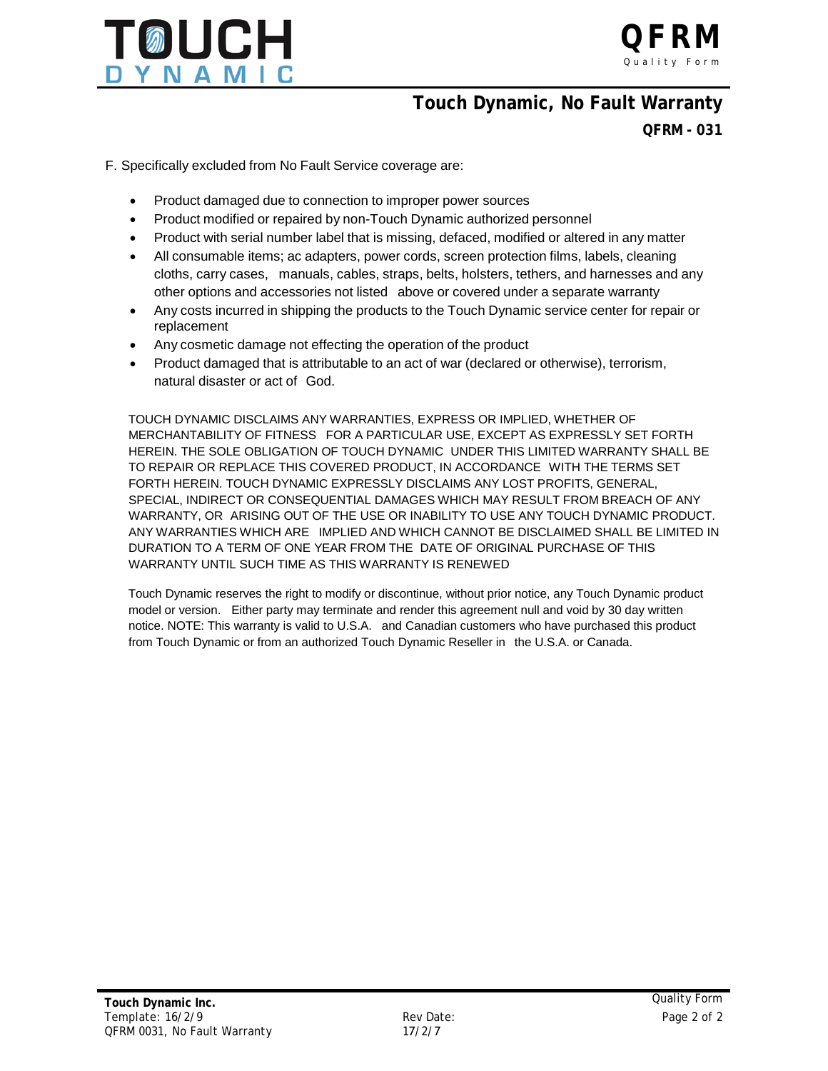F. Specifically excluded from No Fault Service coverage are:

- Product damaged due to connection to improper power sources
- Product modified or repaired by non-Touch Dynamic authorized personnel
- Product with serial number label that is missing, defaced, modified or altered in any matter
- All consumable items; ac adapters, power cords, screen protection films, labels, cleaning cloths, carry cases, manuals, cables, straps, belts, holsters, tethers, and harnesses and any other options and accessories not listed above or covered under a separate warranty
- Any costs incurred in shipping the products to the Touch Dynamic service center for repair or replacement
- Any cosmetic damage not effecting the operation of the product
- Product damaged that is attributable to an act of war (declared or otherwise), terrorism, natural disaster or act of God.

TOUCH DYNAMIC DISCLAIMS ANY WARRANTIES, EXPRESS OR IMPLIED, WHETHER OF MERCHANTABILITY OF FITNESS FOR A PARTICULAR USE, EXCEPT AS EXPRESSLY SET FORTH HEREIN. THE SOLE OBLIGATION OF TOUCH DYNAMIC UNDER THIS LIMITED WARRANTY SHALL BE TO REPAIR OR REPLACE THIS COVERED PRODUCT, IN ACCORDANCE WITH THE TERMS SET FORTH HEREIN. TOUCH DYNAMIC EXPRESSLY DISCLAIMS ANY LOST PROFITS, GENERAL, SPECIAL, INDIRECT OR CONSEQUENTIAL DAMAGES WHICH MAY RESULT FROM BREACH OF ANY WARRANTY, OR ARISING OUT OF THE USE OR INABILITY TO USE ANY TOUCH DYNAMIC PRODUCT. ANY WARRANTIES WHICH ARE IMPLIED AND WHICH CANNOT BE DISCLAIMED SHALL BE LIMITED IN DURATION TO A TERM OF ONE YEAR FROM THE DATE OF ORIGINAL PURCHASE OF THIS WARRANTY UNTIL SUCH TIME AS THIS WARRANTY IS RENEWED

Touch Dynamic reserves the right to modify or discontinue, without prior notice, any Touch Dynamic product model or version. Either party may terminate and render this agreement null and void by 30 day written notice. NOTE: This warranty is valid to U.S.A. and Canadian customers who have purchased this product from Touch Dynamic or from an authorized Touch Dynamic Reseller in the U.S.A. or Canada.